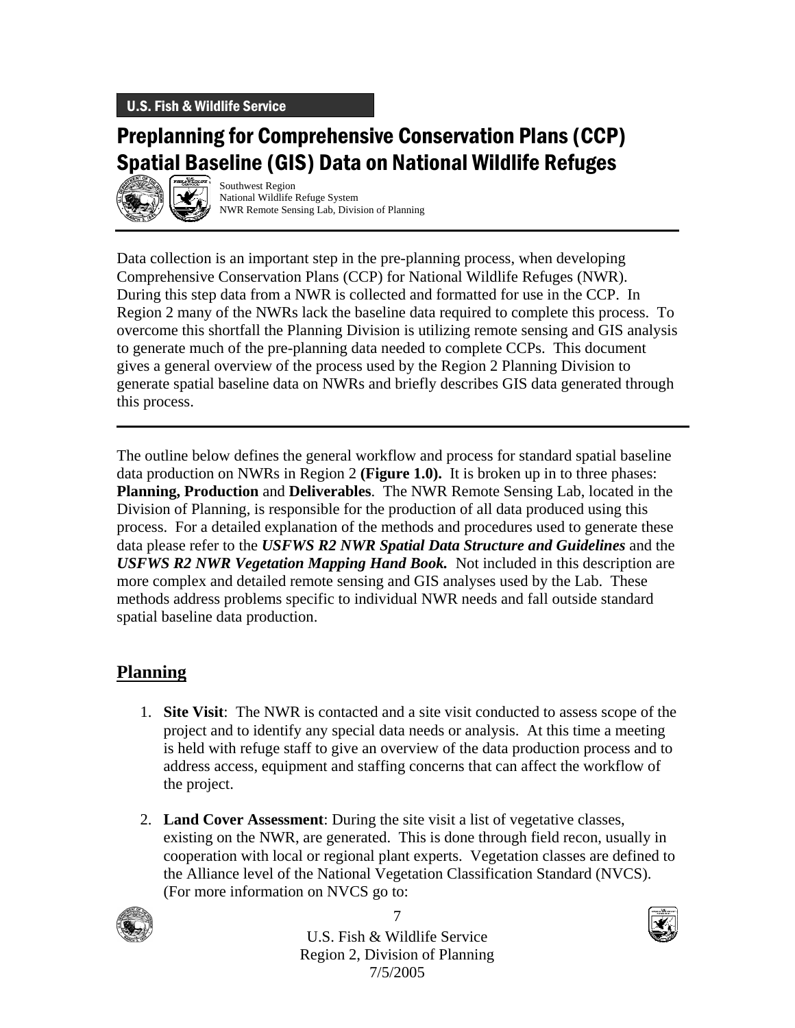U.S. Fish & Wildlife Service

# Preplanning for Comprehensive Conservation Plans (CCP) Spatial Baseline (GIS) Data on National Wildlife Refuges

Southwest Region
National Wildlife Refuge System
NWR Remote Sensing Lab, Division of Planning

---

Data collection is an important step in the pre-planning process, when developing Comprehensive Conservation Plans (CCP) for National Wildlife Refuges (NWR). During this step data from a NWR is collected and formatted for use in the CCP. In Region 2 many of the NWRs lack the baseline data required to complete this process. To overcome this shortfall the Planning Division is utilizing remote sensing and GIS analysis to generate much of the pre-planning data needed to complete CCPs. This document gives a general overview of the process used by the Region 2 Planning Division to generate spatial baseline data on NWRs and briefly describes GIS data generated through this process.

---

The outline below defines the general workflow and process for standard spatial baseline data production on NWRs in Region 2 **(Figure 1.0).** It is broken up in to three phases: **Planning, Production** and **Deliverables**. The NWR Remote Sensing Lab, located in the Division of Planning, is responsible for the production of all data produced using this process. For a detailed explanation of the methods and procedures used to generate these data please refer to the ***USFWS R2 NWR Spatial Data Structure and Guidelines*** and the ***USFWS R2 NWR Vegetation Mapping Hand Book.*** Not included in this description are more complex and detailed remote sensing and GIS analyses used by the Lab. These methods address problems specific to individual NWR needs and fall outside standard spatial baseline data production.

## Planning

1. **Site Visit**: The NWR is contacted and a site visit conducted to assess scope of the project and to identify any special data needs or analysis. At this time a meeting is held with refuge staff to give an overview of the data production process and to address access, equipment and staffing concerns that can affect the workflow of the project.

2. **Land Cover Assessment**: During the site visit a list of vegetative classes, existing on the NWR, are generated. This is done through field recon, usually in cooperation with local or regional plant experts. Vegetation classes are defined to the Alliance level of the National Vegetation Classification Standard (NVCS). (For more information on NVCS go to: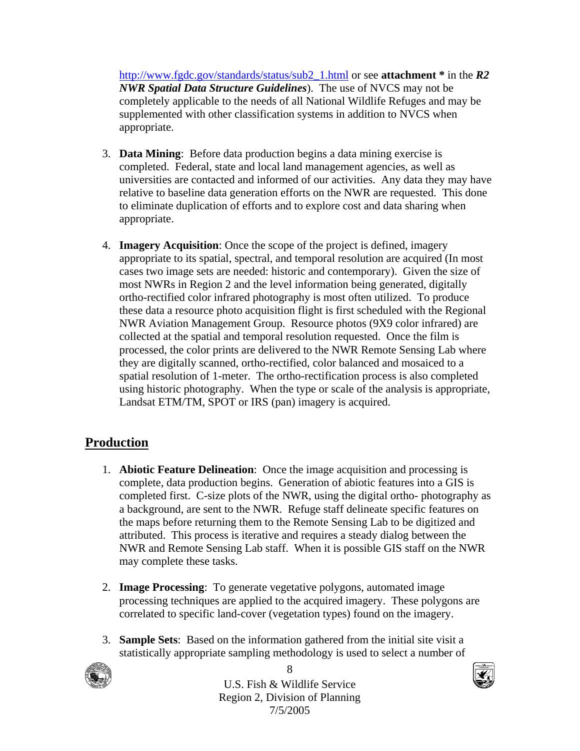http://www.fgdc.gov/standards/status/sub2_1.html or see **attachment *** in the ***R2 NWR Spatial Data Structure Guidelines***). The use of NVCS may not be completely applicable to the needs of all National Wildlife Refuges and may be supplemented with other classification systems in addition to NVCS when appropriate.

3. **Data Mining**: Before data production begins a data mining exercise is completed. Federal, state and local land management agencies, as well as universities are contacted and informed of our activities. Any data they may have relative to baseline data generation efforts on the NWR are requested. This done to eliminate duplication of efforts and to explore cost and data sharing when appropriate.

4. **Imagery Acquisition**: Once the scope of the project is defined, imagery appropriate to its spatial, spectral, and temporal resolution are acquired (In most cases two image sets are needed: historic and contemporary). Given the size of most NWRs in Region 2 and the level information being generated, digitally ortho-rectified color infrared photography is most often utilized. To produce these data a resource photo acquisition flight is first scheduled with the Regional NWR Aviation Management Group. Resource photos (9X9 color infrared) are collected at the spatial and temporal resolution requested. Once the film is processed, the color prints are delivered to the NWR Remote Sensing Lab where they are digitally scanned, ortho-rectified, color balanced and mosaiced to a spatial resolution of 1-meter. The ortho-rectification process is also completed using historic photography. When the type or scale of the analysis is appropriate, Landsat ETM/TM, SPOT or IRS (pan) imagery is acquired.

## Production

1. **Abiotic Feature Delineation**: Once the image acquisition and processing is complete, data production begins. Generation of abiotic features into a GIS is completed first. C-size plots of the NWR, using the digital ortho- photography as a background, are sent to the NWR. Refuge staff delineate specific features on the maps before returning them to the Remote Sensing Lab to be digitized and attributed. This process is iterative and requires a steady dialog between the NWR and Remote Sensing Lab staff. When it is possible GIS staff on the NWR may complete these tasks.

2. **Image Processing**: To generate vegetative polygons, automated image processing techniques are applied to the acquired imagery. These polygons are correlated to specific land-cover (vegetation types) found on the imagery.

3. **Sample Sets**: Based on the information gathered from the initial site visit a statistically appropriate sampling methodology is used to select a number of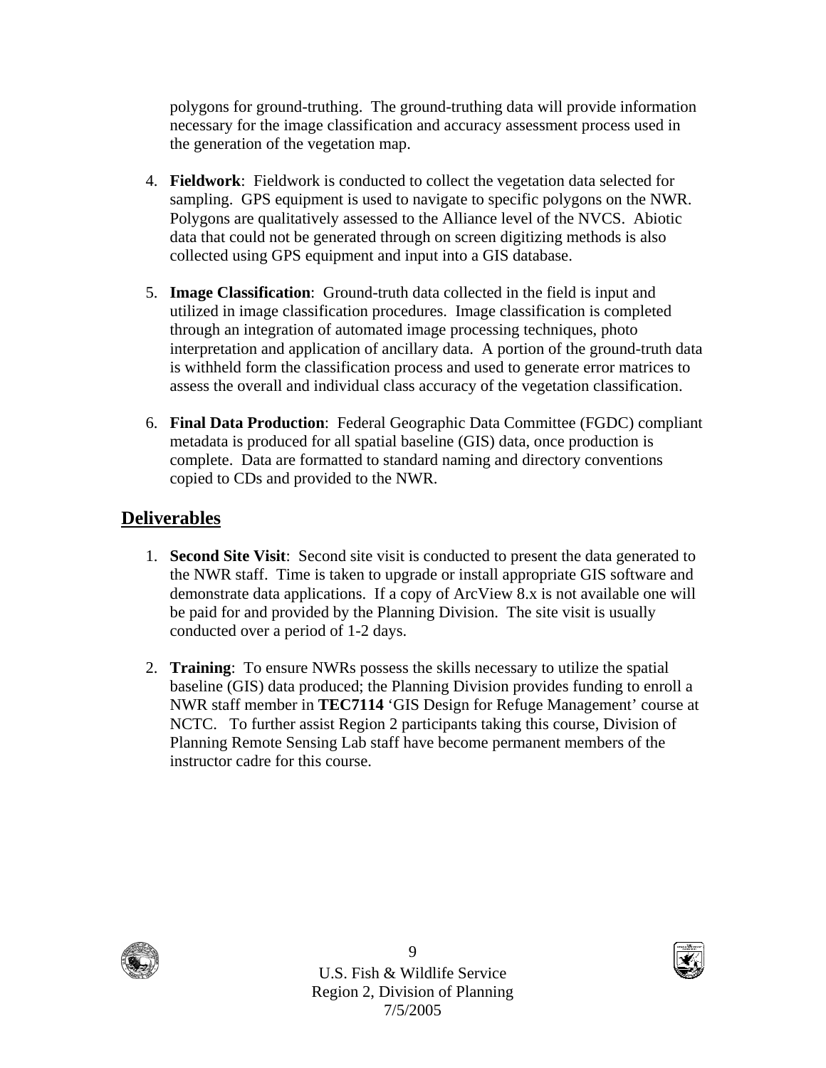polygons for ground-truthing. The ground-truthing data will provide information necessary for the image classification and accuracy assessment process used in the generation of the vegetation map.

4. **Fieldwork**: Fieldwork is conducted to collect the vegetation data selected for sampling. GPS equipment is used to navigate to specific polygons on the NWR. Polygons are qualitatively assessed to the Alliance level of the NVCS. Abiotic data that could not be generated through on screen digitizing methods is also collected using GPS equipment and input into a GIS database.

5. **Image Classification**: Ground-truth data collected in the field is input and utilized in image classification procedures. Image classification is completed through an integration of automated image processing techniques, photo interpretation and application of ancillary data. A portion of the ground-truth data is withheld form the classification process and used to generate error matrices to assess the overall and individual class accuracy of the vegetation classification.

6. **Final Data Production**: Federal Geographic Data Committee (FGDC) compliant metadata is produced for all spatial baseline (GIS) data, once production is complete. Data are formatted to standard naming and directory conventions copied to CDs and provided to the NWR.

## Deliverables

1. **Second Site Visit**: Second site visit is conducted to present the data generated to the NWR staff. Time is taken to upgrade or install appropriate GIS software and demonstrate data applications. If a copy of ArcView 8.x is not available one will be paid for and provided by the Planning Division. The site visit is usually conducted over a period of 1-2 days.

2. **Training**: To ensure NWRs possess the skills necessary to utilize the spatial baseline (GIS) data produced; the Planning Division provides funding to enroll a NWR staff member in **TEC7114** 'GIS Design for Refuge Management' course at NCTC. To further assist Region 2 participants taking this course, Division of Planning Remote Sensing Lab staff have become permanent members of the instructor cadre for this course.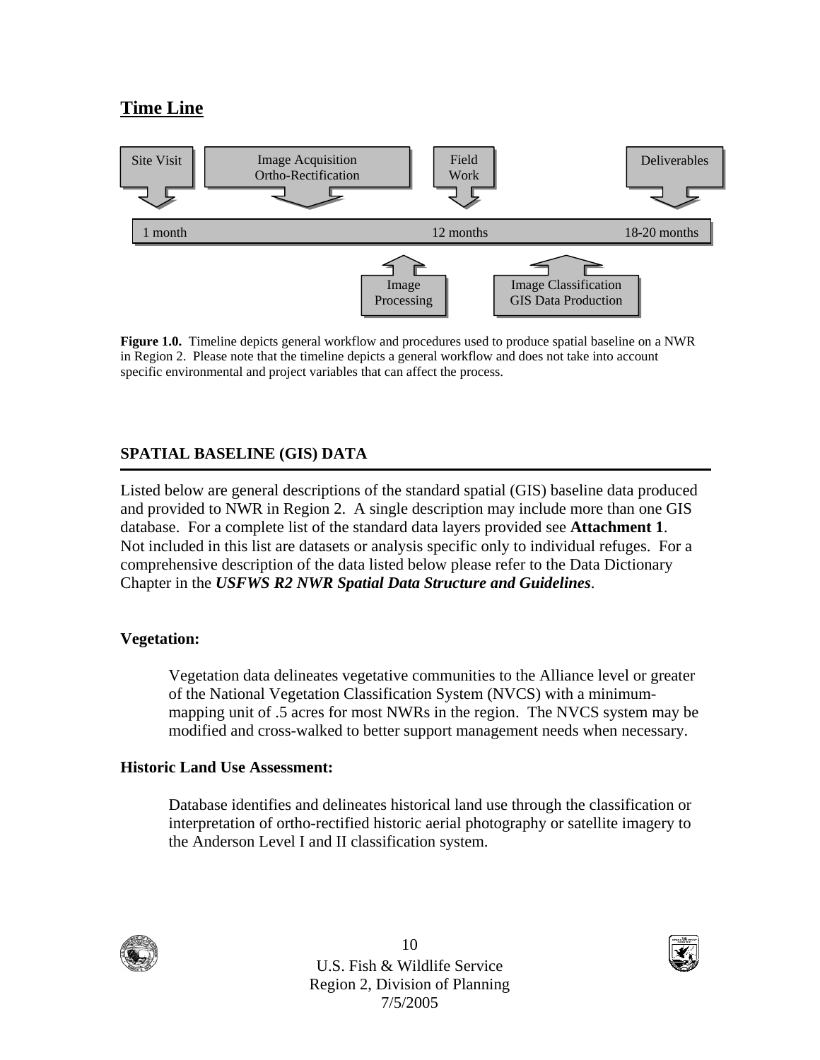## Time Line

Site Visit | Image Acquisition Ortho-Rectification | Field Work | Deliverables

1 month — 12 months — 18-20 months

Image Processing | Image Classification GIS Data Production

**Figure 1.0.** Timeline depicts general workflow and procedures used to produce spatial baseline on a NWR in Region 2. Please note that the timeline depicts a general workflow and does not take into account specific environmental and project variables that can affect the process.

### SPATIAL BASELINE (GIS) DATA

Listed below are general descriptions of the standard spatial (GIS) baseline data produced and provided to NWR in Region 2. A single description may include more than one GIS database. For a complete list of the standard data layers provided see **Attachment 1**. Not included in this list are datasets or analysis specific only to individual refuges. For a comprehensive description of the data listed below please refer to the Data Dictionary Chapter in the ***USFWS R2 NWR Spatial Data Structure and Guidelines***.

**Vegetation:**

Vegetation data delineates vegetative communities to the Alliance level or greater of the National Vegetation Classification System (NVCS) with a minimum-mapping unit of .5 acres for most NWRs in the region. The NVCS system may be modified and cross-walked to better support management needs when necessary.

**Historic Land Use Assessment:**

Database identifies and delineates historical land use through the classification or interpretation of ortho-rectified historic aerial photography or satellite imagery to the Anderson Level I and II classification system.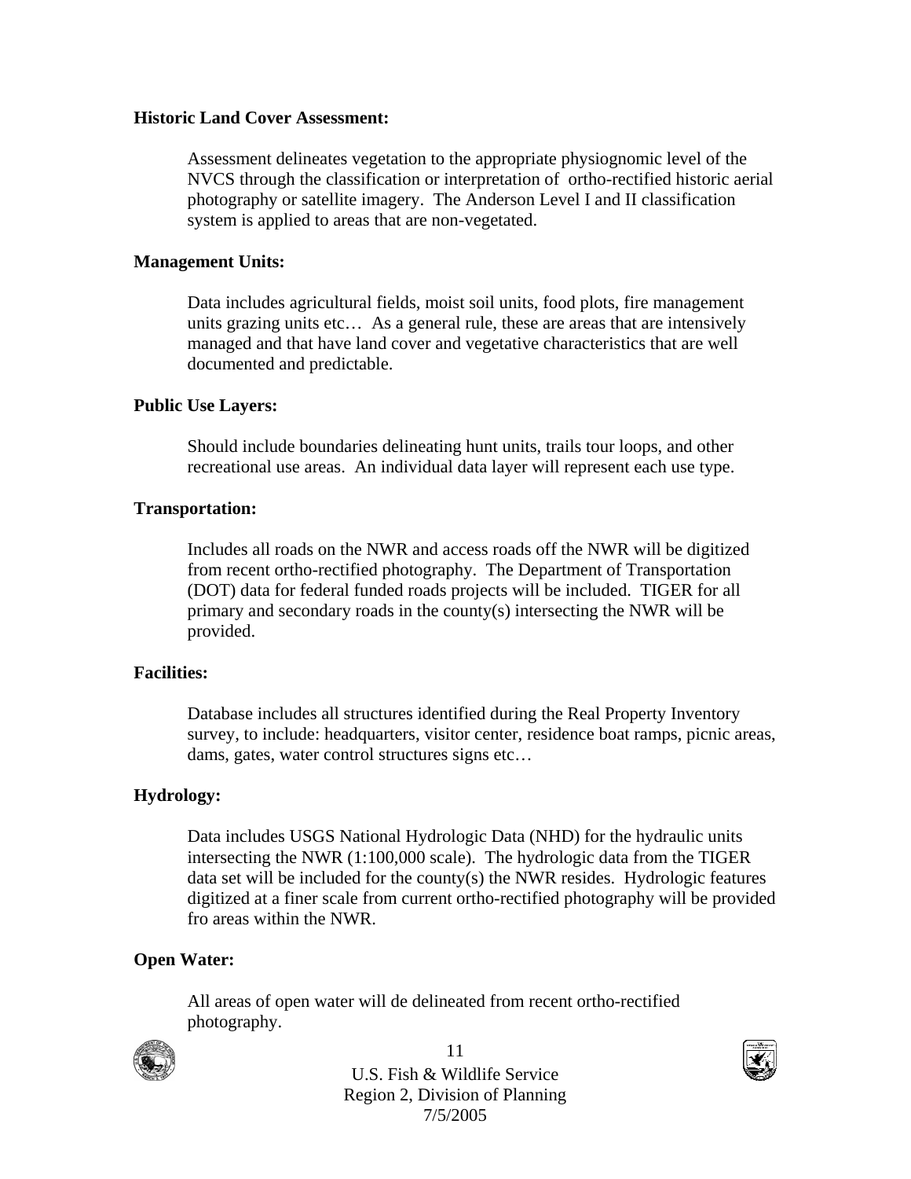**Historic Land Cover Assessment:**

Assessment delineates vegetation to the appropriate physiognomic level of the NVCS through the classification or interpretation of ortho-rectified historic aerial photography or satellite imagery. The Anderson Level I and II classification system is applied to areas that are non-vegetated.

**Management Units:**

Data includes agricultural fields, moist soil units, food plots, fire management units grazing units etc… As a general rule, these are areas that are intensively managed and that have land cover and vegetative characteristics that are well documented and predictable.

**Public Use Layers:**

Should include boundaries delineating hunt units, trails tour loops, and other recreational use areas. An individual data layer will represent each use type.

**Transportation:**

Includes all roads on the NWR and access roads off the NWR will be digitized from recent ortho-rectified photography. The Department of Transportation (DOT) data for federal funded roads projects will be included. TIGER for all primary and secondary roads in the county(s) intersecting the NWR will be provided.

**Facilities:**

Database includes all structures identified during the Real Property Inventory survey, to include: headquarters, visitor center, residence boat ramps, picnic areas, dams, gates, water control structures signs etc…

**Hydrology:**

Data includes USGS National Hydrologic Data (NHD) for the hydraulic units intersecting the NWR (1:100,000 scale). The hydrologic data from the TIGER data set will be included for the county(s) the NWR resides. Hydrologic features digitized at a finer scale from current ortho-rectified photography will be provided fro areas within the NWR.

**Open Water:**

All areas of open water will de delineated from recent ortho-rectified photography.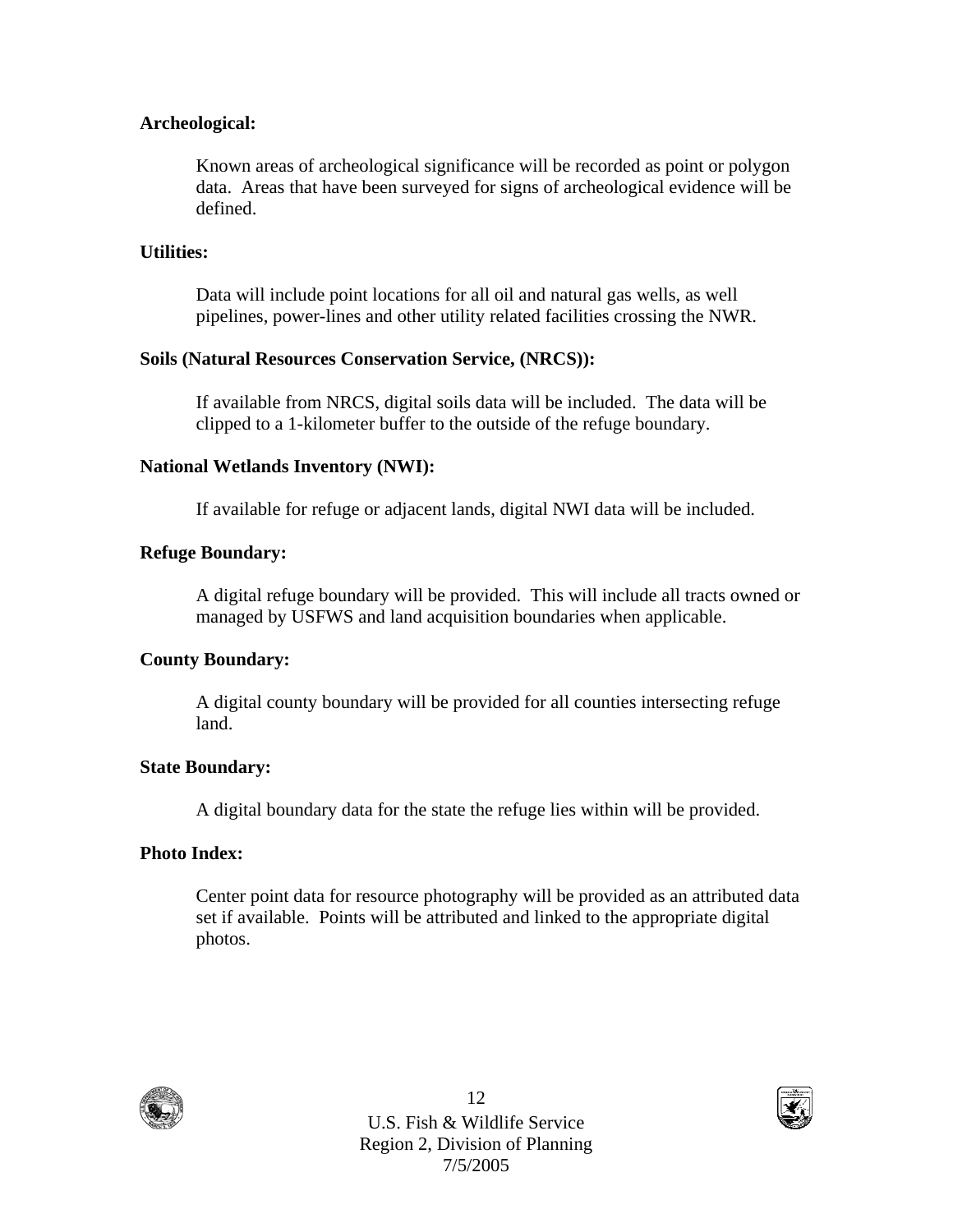**Archeological:**

Known areas of archeological significance will be recorded as point or polygon data. Areas that have been surveyed for signs of archeological evidence will be defined.

**Utilities:**

Data will include point locations for all oil and natural gas wells, as well pipelines, power-lines and other utility related facilities crossing the NWR.

**Soils (Natural Resources Conservation Service, (NRCS)):**

If available from NRCS, digital soils data will be included. The data will be clipped to a 1-kilometer buffer to the outside of the refuge boundary.

**National Wetlands Inventory (NWI):**

If available for refuge or adjacent lands, digital NWI data will be included.

**Refuge Boundary:**

A digital refuge boundary will be provided. This will include all tracts owned or managed by USFWS and land acquisition boundaries when applicable.

**County Boundary:**

A digital county boundary will be provided for all counties intersecting refuge land.

**State Boundary:**

A digital boundary data for the state the refuge lies within will be provided.

**Photo Index:**

Center point data for resource photography will be provided as an attributed data set if available. Points will be attributed and linked to the appropriate digital photos.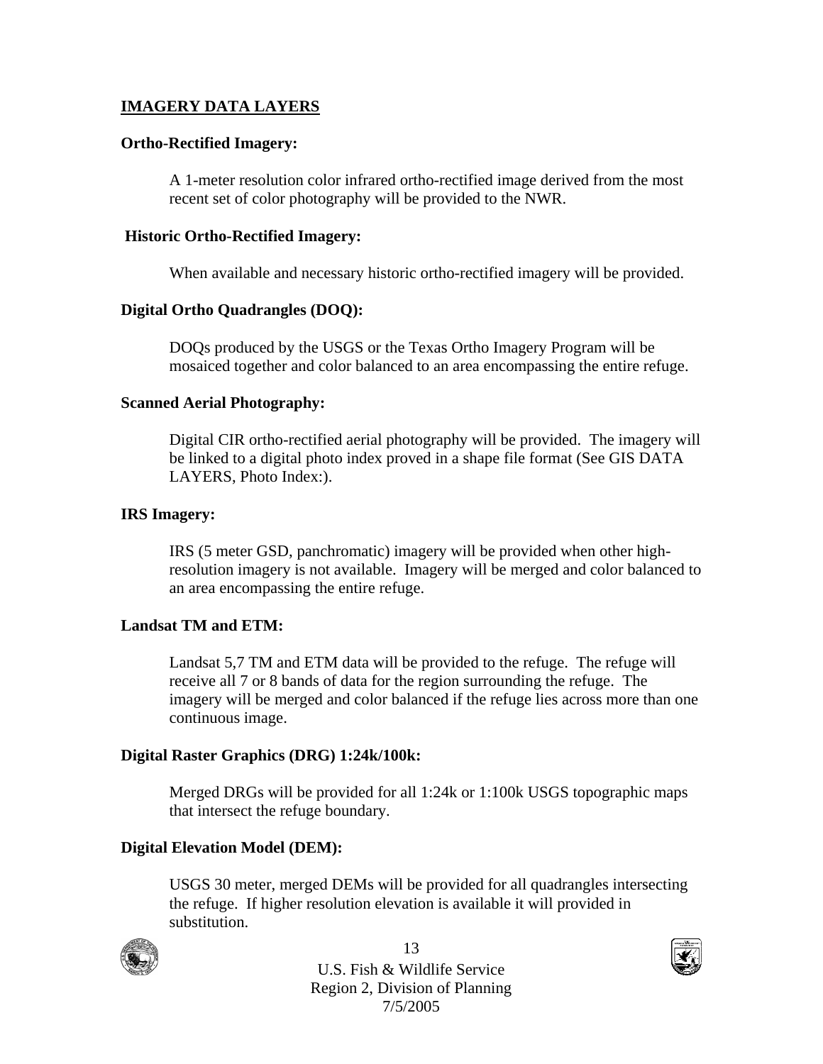## IMAGERY DATA LAYERS

### Ortho-Rectified Imagery:

A 1-meter resolution color infrared ortho-rectified image derived from the most recent set of color photography will be provided to the NWR.

### Historic Ortho-Rectified Imagery:

When available and necessary historic ortho-rectified imagery will be provided.

### Digital Ortho Quadrangles (DOQ):

DOQs produced by the USGS or the Texas Ortho Imagery Program will be mosaiced together and color balanced to an area encompassing the entire refuge.

### Scanned Aerial Photography:

Digital CIR ortho-rectified aerial photography will be provided. The imagery will be linked to a digital photo index proved in a shape file format (See GIS DATA LAYERS, Photo Index:).

### IRS Imagery:

IRS (5 meter GSD, panchromatic) imagery will be provided when other high-resolution imagery is not available. Imagery will be merged and color balanced to an area encompassing the entire refuge.

### Landsat TM and ETM:

Landsat 5,7 TM and ETM data will be provided to the refuge. The refuge will receive all 7 or 8 bands of data for the region surrounding the refuge. The imagery will be merged and color balanced if the refuge lies across more than one continuous image.

### Digital Raster Graphics (DRG) 1:24k/100k:

Merged DRGs will be provided for all 1:24k or 1:100k USGS topographic maps that intersect the refuge boundary.

### Digital Elevation Model (DEM):

USGS 30 meter, merged DEMs will be provided for all quadrangles intersecting the refuge. If higher resolution elevation is available it will provided in substitution.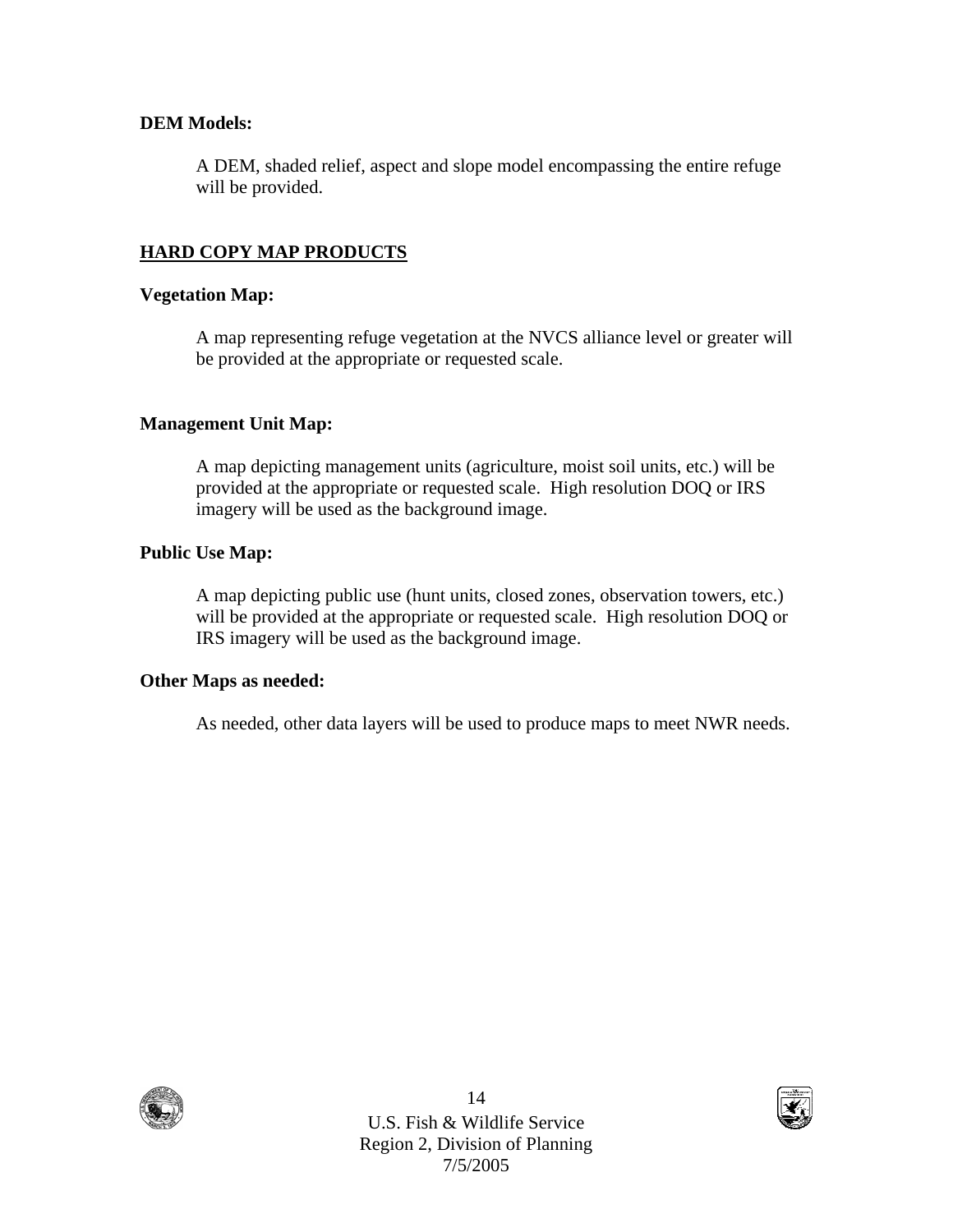**DEM Models:**

A DEM, shaded relief, aspect and slope model encompassing the entire refuge will be provided.

## HARD COPY MAP PRODUCTS

**Vegetation Map:**

A map representing refuge vegetation at the NVCS alliance level or greater will be provided at the appropriate or requested scale.

**Management Unit Map:**

A map depicting management units (agriculture, moist soil units, etc.) will be provided at the appropriate or requested scale. High resolution DOQ or IRS imagery will be used as the background image.

**Public Use Map:**

A map depicting public use (hunt units, closed zones, observation towers, etc.) will be provided at the appropriate or requested scale. High resolution DOQ or IRS imagery will be used as the background image.

**Other Maps as needed:**

As needed, other data layers will be used to produce maps to meet NWR needs.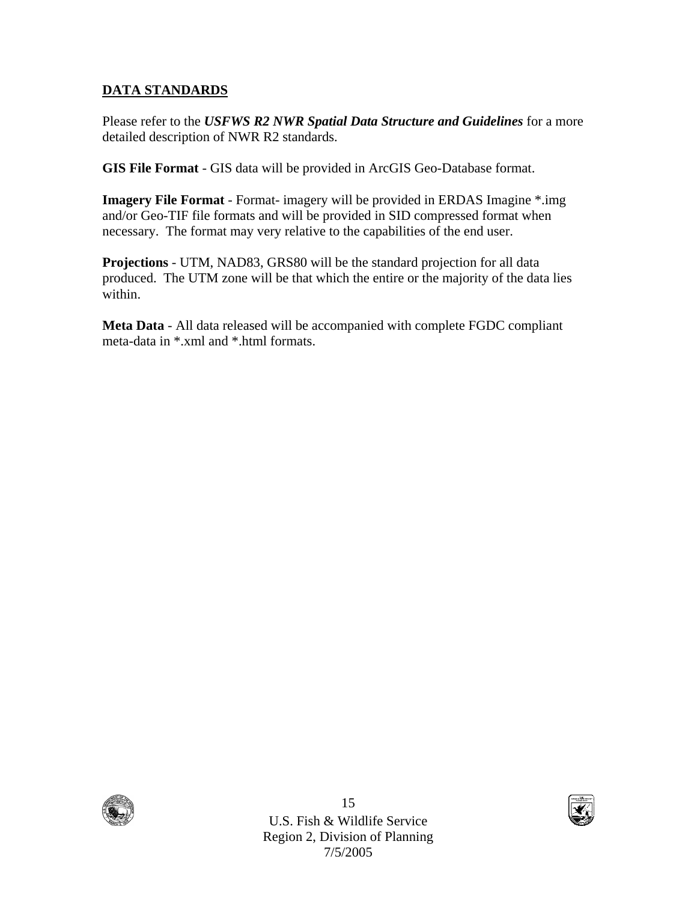## DATA STANDARDS

Please refer to the ***USFWS R2 NWR Spatial Data Structure and Guidelines*** for a more detailed description of NWR R2 standards.

**GIS File Format** - GIS data will be provided in ArcGIS Geo-Database format.

**Imagery File Format** - Format- imagery will be provided in ERDAS Imagine *.img and/or Geo-TIF file formats and will be provided in SID compressed format when necessary. The format may very relative to the capabilities of the end user.

**Projections** - UTM, NAD83, GRS80 will be the standard projection for all data produced. The UTM zone will be that which the entire or the majority of the data lies within.

**Meta Data** - All data released will be accompanied with complete FGDC compliant meta-data in *.xml and *.html formats.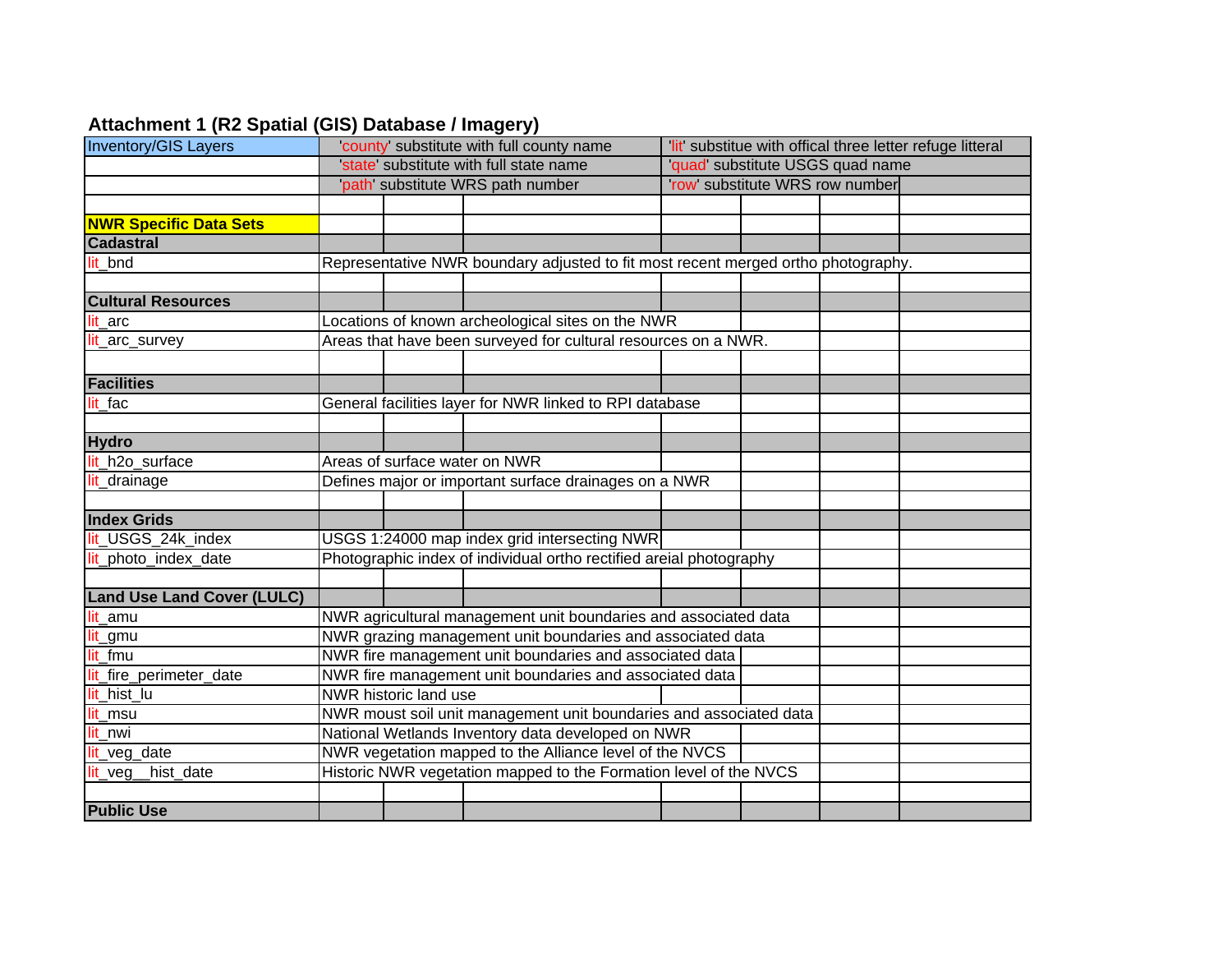## Attachment 1 (R2 Spatial (GIS) Database / Imagery)

| Inventory/GIS Layers | | |
|---|---|---|
| | 'county' substitute with full county name | 'lit' substitue with offical three letter refuge litteral |
| | 'state' substitute with full state name | 'quad' substitute USGS quad name |
| | 'path' substitute WRS path number | 'row' substitute WRS row number |
| | | |
| **NWR Specific Data Sets** | | |
| **Cadastral** | | |
| lit_bnd | Representative NWR boundary adjusted to fit most recent merged ortho photography. | |
| | | |
| **Cultural Resources** | | |
| lit_arc | Locations of known archeological sites on the NWR | |
| lit_arc_survey | Areas that have been surveyed for cultural resources on a NWR. | |
| | | |
| **Facilities** | | |
| lit_fac | General facilities layer for NWR linked to RPI database | |
| | | |
| **Hydro** | | |
| lit_h2o_surface | Areas of surface water on NWR | |
| lit_drainage | Defines major or important surface drainages on a NWR | |
| | | |
| **Index Grids** | | |
| lit_USGS_24k_index | USGS 1:24000 map index grid intersecting NWR | |
| lit_photo_index_date | Photographic index of individual ortho rectified areial photography | |
| | | |
| **Land Use Land Cover (LULC)** | | |
| lit_amu | NWR agricultural management unit boundaries and associated data | |
| lit_gmu | NWR grazing management unit boundaries and associated data | |
| lit_fmu | NWR fire management unit boundaries and associated data | |
| lit_fire_perimeter_date | NWR fire management unit boundaries and associated data | |
| lit_hist_lu | NWR historic land use | |
| lit_msu | NWR moust soil unit management unit boundaries and associated data | |
| lit_nwi | National Wetlands Inventory data developed on NWR | |
| lit_veg_date | NWR vegetation mapped to the Alliance level of the NVCS | |
| lit_veg__hist_date | Historic NWR vegetation mapped to the Formation level of the NVCS | |
| | | |
| **Public Use** | | |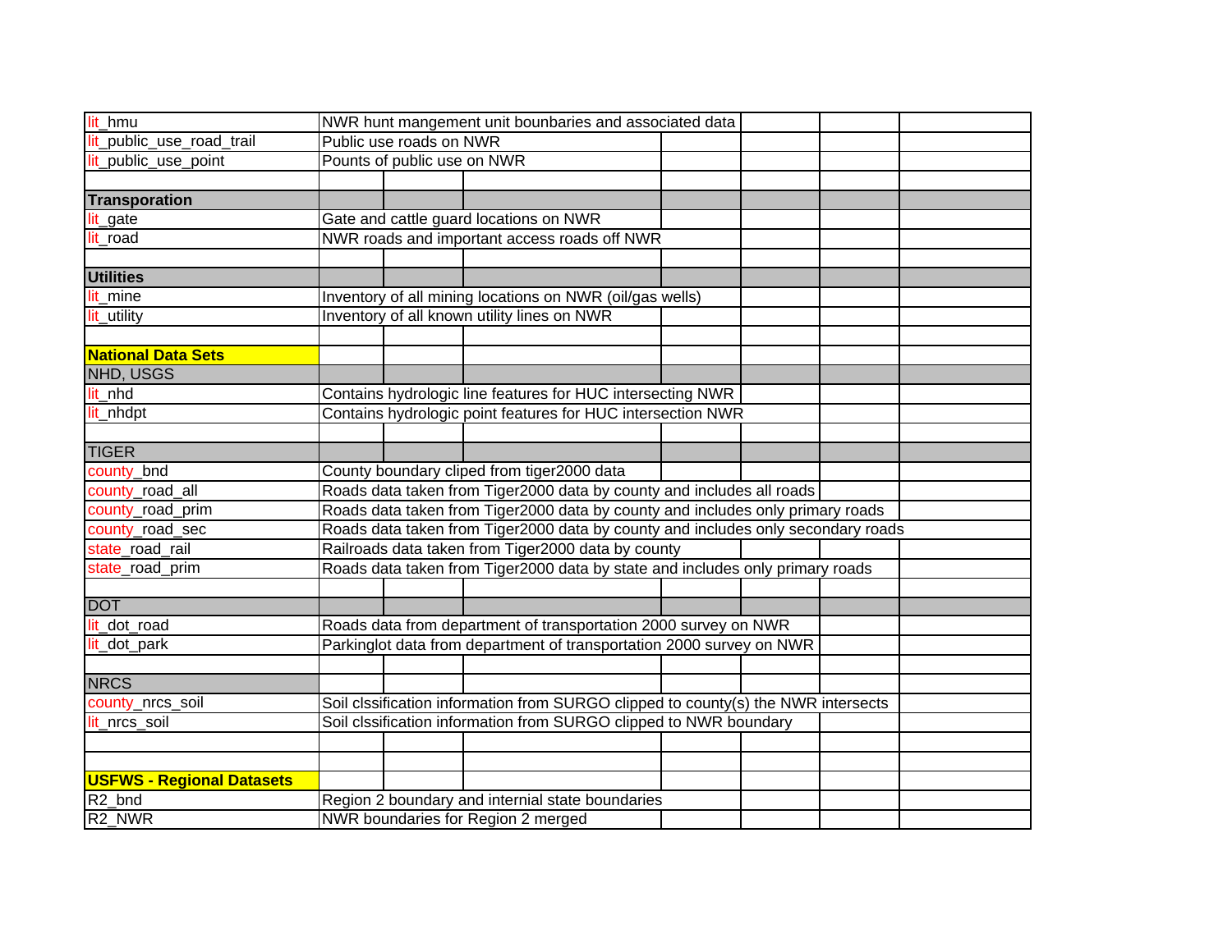| | |
|---|---|
| lit_hmu | NWR hunt mangement unit bounbaries and associated data |
| lit_public_use_road_trail | Public use roads on NWR |
| lit_public_use_point | Pounts of public use on NWR |
| | |
| **Transporation** | |
| lit_gate | Gate and cattle guard locations on NWR |
| lit_road | NWR roads and important access roads off NWR |
| | |
| **Utilities** | |
| lit_mine | Inventory of all mining locations on NWR (oil/gas wells) |
| lit_utility | Inventory of all known utility lines on NWR |
| | |
| **National Data Sets** | |
| NHD, USGS | |
| lit_nhd | Contains hydrologic line features for HUC intersecting NWR |
| lit_nhdpt | Contains hydrologic point features for HUC intersection NWR |
| | |
| TIGER | |
| county_bnd | County boundary cliped from tiger2000 data |
| county_road_all | Roads data taken from Tiger2000 data by county and includes all roads |
| county_road_prim | Roads data taken from Tiger2000 data by county and includes only primary roads |
| county_road_sec | Roads data taken from Tiger2000 data by county and includes only secondary roads |
| state_road_rail | Railroads data taken from Tiger2000 data by county |
| state_road_prim | Roads data taken from Tiger2000 data by state and includes only primary roads |
| | |
| DOT | |
| lit_dot_road | Roads data from department of transportation 2000 survey on NWR |
| lit_dot_park | Parkinglot data from department of transportation 2000 survey on NWR |
| | |
| NRCS | |
| county_nrcs_soil | Soil clssification information from SURGO clipped to county(s) the NWR intersects |
| lit_nrcs_soil | Soil clssification information from SURGO clipped to NWR boundary |
| | |
| | |
| **USFWS - Regional Datasets** | |
| R2_bnd | Region 2 boundary and internial state boundaries |
| R2_NWR | NWR boundaries for Region 2 merged |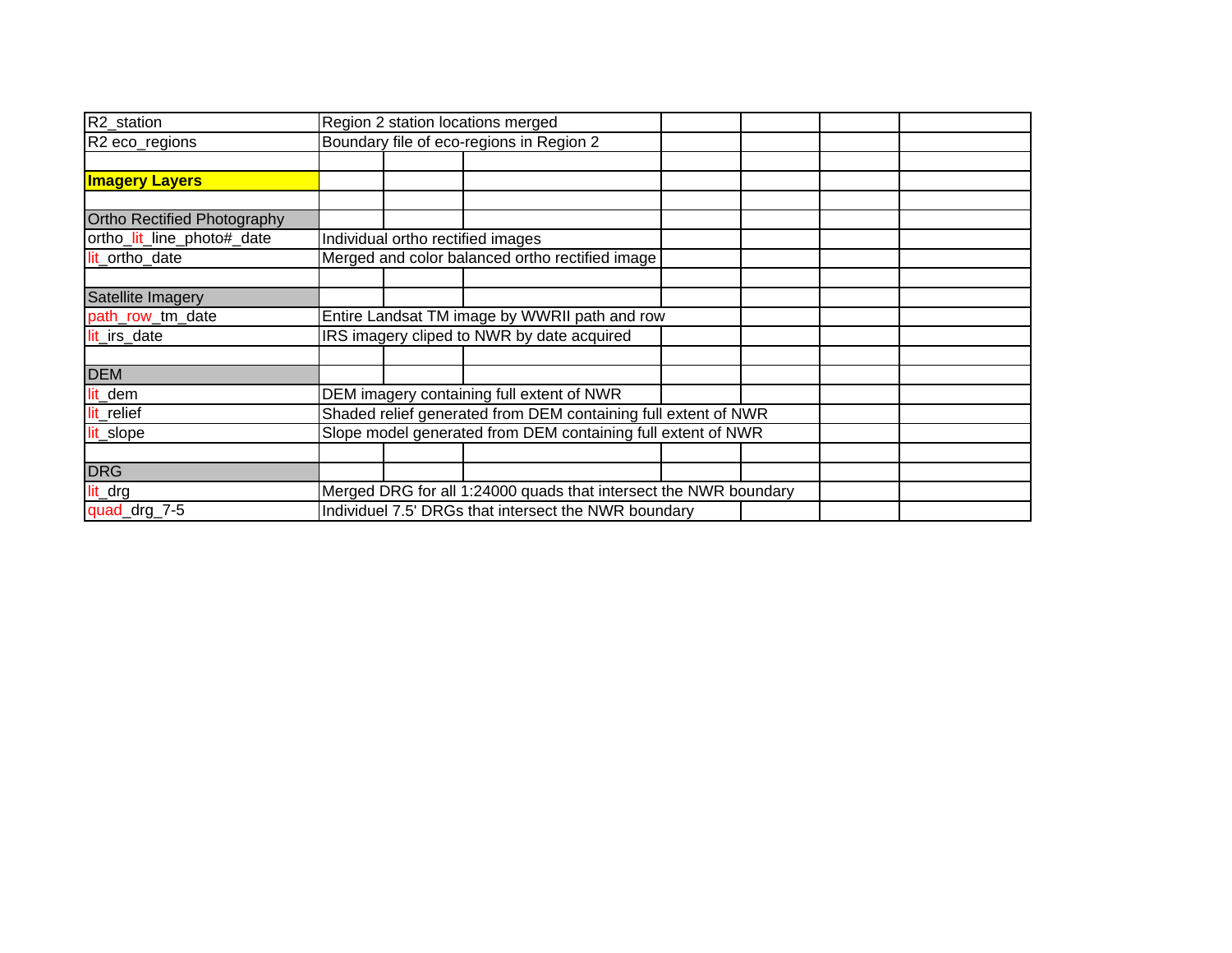| | |
|---|---|
| R2_station | Region 2 station locations merged |
| R2 eco_regions | Boundary file of eco-regions in Region 2 |
| | |
| **Imagery Layers** | |
| | |
| Ortho Rectified Photography | |
| ortho_lit_line_photo#_date | Individual ortho rectified images |
| lit_ortho_date | Merged and color balanced ortho rectified image |
| | |
| Satellite Imagery | |
| path_row_tm_date | Entire Landsat TM image by WWRII path and row |
| lit_irs_date | IRS imagery cliped to NWR by date acquired |
| | |
| DEM | |
| lit_dem | DEM imagery containing full extent of NWR |
| lit_relief | Shaded relief generated from DEM containing full extent of NWR |
| lit_slope | Slope model generated from DEM containing full extent of NWR |
| | |
| DRG | |
| lit_drg | Merged DRG for all 1:24000 quads that intersect the NWR boundary |
| quad_drg_7-5 | Individuel 7.5' DRGs that intersect the NWR boundary |